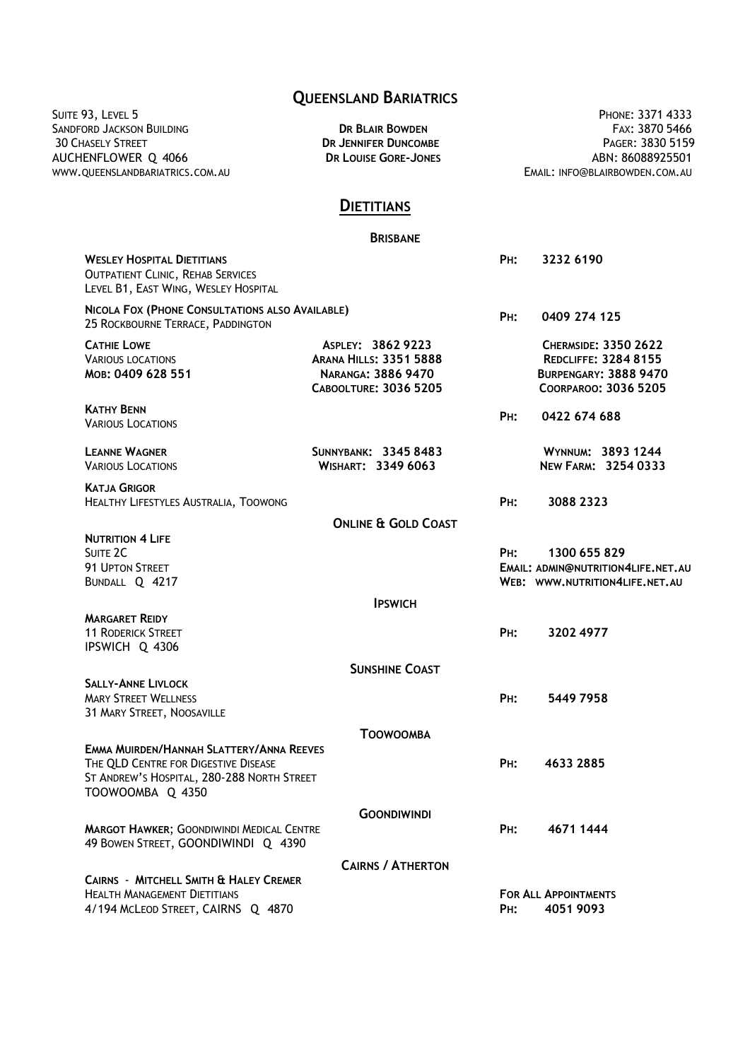# Queensland Bariatrics

Suite 93, Level 5
Sandford Jackson Building
30 Chasely Street
AUCHENFLOWER Q 4066
www.queenslandbariatrics.com.au

**Dr Blair Bowden**
**Dr Jennifer Duncombe**
**Dr Louise Gore-Jones**

Phone: 3371 4333
Fax: 3870 5466
Pager: 3830 5159
ABN: 86088925501
Email: info@blairbowden.com.au

## Dietitians

### Brisbane

**Wesley Hospital Dietitians**
Outpatient Clinic, Rehab Services
Level B1, East Wing, Wesley Hospital
**Ph: 3232 6190**

**Nicola Fox (Phone consultations also available)**
25 Rockbourne Terrace, Paddington
**Ph: 0409 274 125**

**Cathie Lowe**
Various locations
**Mob: 0409 628 551**

- Aspley: 3862 9223
- Arana Hills: 3351 5888
- Naranga: 3886 9470
- Caboolture: 3036 5205
- Chermside: 3350 2622
- Redcliffe: 3284 8155
- Burpengary: 3888 9470
- Coorparoo: 3036 5205

**Kathy Benn**
Various Locations
**Ph: 0422 674 688**

**Leanne Wagner**
Various Locations

- Sunnybank: 3345 8483
- Wishart: 3349 6063
- Wynnum: 3893 1244
- New Farm: 3254 0333

**Katja Grigor**
Healthy Lifestyles Australia, Toowong
**Ph: 3088 2323**

### Online & Gold Coast

**Nutrition 4 Life**
Suite 2C
91 Upton Street
Bundall Q 4217
**Ph: 1300 655 829**
**Email: admin@nutrition4life.net.au**
**Web: www.nutrition4life.net.au**

### Ipswich

**Margaret Reidy**
11 Roderick Street
IPSWICH Q 4306
**Ph: 3202 4977**

### Sunshine Coast

**Sally-Anne Livlock**
Mary Street Wellness
31 Mary Street, Noosaville
**Ph: 5449 7958**

### Toowoomba

**Emma Muirden/Hannah Slattery/Anna Reeves**
The QLD Centre for Digestive Disease
St Andrew's Hospital, 280-288 North Street
TOOWOOMBA Q 4350
**Ph: 4633 2885**

### Goondiwindi

**Margot Hawker**; Goondiwindi Medical Centre
49 Bowen Street, GOONDIWINDI Q 4390
**Ph: 4671 1444**

### Cairns / Atherton

**Cairns - Mitchell Smith & Haley Cremer**
Health Management Dietitians
4/194 McLeod Street, CAIRNS Q 4870
**For all appointments**
**Ph: 4051 9093**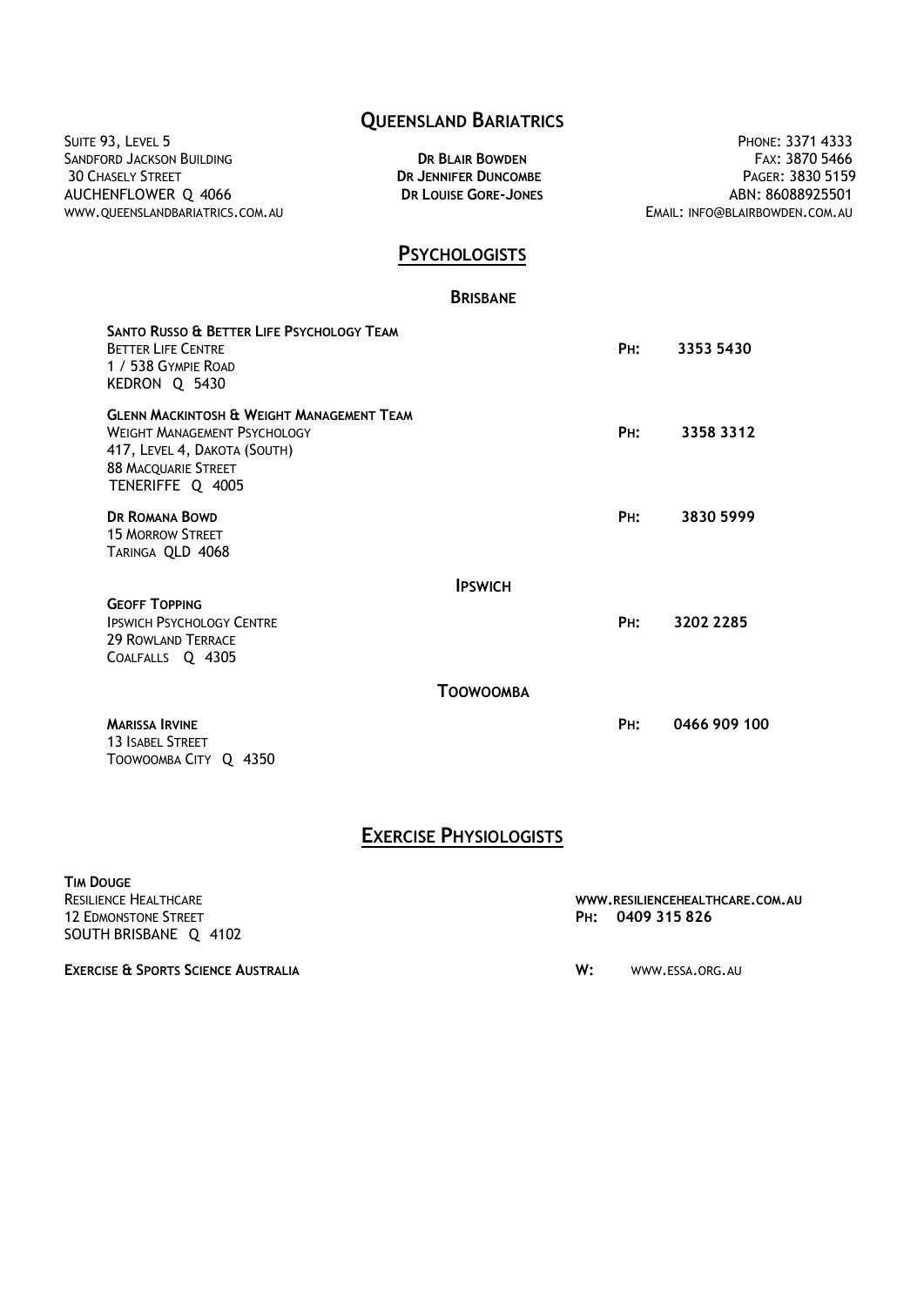# QUEENSLAND BARIATRICS

Suite 93, Level 5
Sandford Jackson Building
30 Chasely Street
AUCHENFLOWER Q 4066
www.queenslandbariatrics.com.au

**Dr Blair Bowden**
**Dr Jennifer Duncombe**
**Dr Louise Gore-Jones**

Phone: 3371 4333
Fax: 3870 5466
Pager: 3830 5159
ABN: 86088925501
Email: info@blairbowden.com.au

## PSYCHOLOGISTS

### BRISBANE

**SANTO RUSSO & BETTER LIFE PSYCHOLOGY TEAM**
Better Life Centre
1 / 538 Gympie Road
KEDRON Q 5430
**PH: 3353 5430**

**GLENN MACKINTOSH & WEIGHT MANAGEMENT TEAM**
Weight Management Psychology
417, Level 4, Dakota (South)
88 Macquarie Street
TENERIFFE Q 4005
**PH: 3358 3312**

**DR ROMANA BOWD**
15 Morrow Street
Taringa QLD 4068
**PH: 3830 5999**

### IPSWICH

**GEOFF TOPPING**
Ipswich Psychology Centre
29 Rowland Terrace
Coalfalls Q 4305
**PH: 3202 2285**

### TOOWOOMBA

**MARISSA IRVINE**
13 Isabel Street
Toowoomba City Q 4350
**PH: 0466 909 100**

## EXERCISE PHYSIOLOGISTS

**TIM DOUGE**
Resilience Healthcare
12 Edmonstone Street
SOUTH BRISBANE Q 4102
**www.resiliencehealthcare.com.au**
**PH: 0409 315 826**

**EXERCISE & SPORTS SCIENCE AUSTRALIA**
**W:** www.essa.org.au